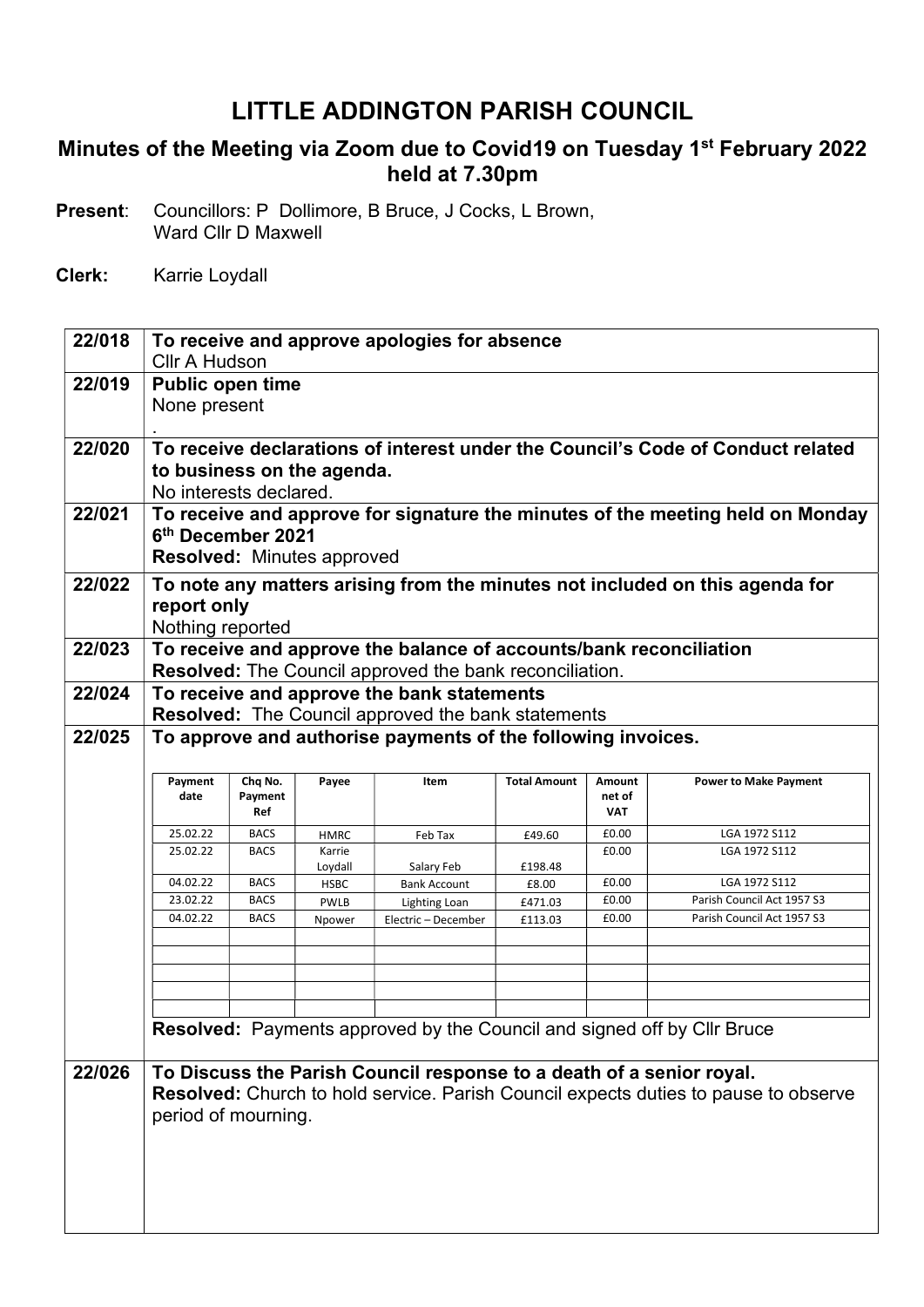# LITTLE ADDINGTON PARISH COUNCIL

## Minutes of the Meeting via Zoom due to Covid19 on Tuesday 1st February 2022 held at 7.30pm

**Present**: Councillors: P Dollimore, B Bruce, J Cocks, L Brown, Ward Cllr D Maxwell

**Clerk:** Karrie Loydall

**22/018 To receive and approve apologies for absence**

Cllr A Hudson

**22/019 Public open time**

None present

.

**22/020 To receive declarations of interest under the Council's Code of Conduct related to business on the agenda.**

No interests declared.

**22/021 To receive and approve for signature the minutes of the meeting held on Monday 6th December 2021**

**Resolved:** Minutes approved

**22/022 To note any matters arising from the minutes not included on this agenda for report only**

Nothing reported

**22/023 To receive and approve the balance of accounts/bank reconciliation**

**Resolved:** The Council approved the bank reconciliation.

**22/024 To receive and approve the bank statements**

**Resolved:** The Council approved the bank statements

**22/025 To approve and authorise payments of the following invoices.**

| Payment date | Chq No. Payment Ref | Payee | Item | Total Amount | Amount net of VAT | Power to Make Payment |
|---|---|---|---|---|---|---|
| 25.02.22 | BACS | HMRC | Feb Tax | £49.60 | £0.00 | LGA 1972 S112 |
| 25.02.22 | BACS | Karrie Loydall | Salary Feb | £198.48 | £0.00 | LGA 1972 S112 |
| 04.02.22 | BACS | HSBC | Bank Account | £8.00 | £0.00 | LGA 1972 S112 |
| 23.02.22 | BACS | PWLB | Lighting Loan | £471.03 | £0.00 | Parish Council Act 1957 S3 |
| 04.02.22 | BACS | Npower | Electric – December | £113.03 | £0.00 | Parish Council Act 1957 S3 |
| | | | | | | |
| | | | | | | |
| | | | | | | |
| | | | | | | |
| | | | | | | |

**Resolved:** Payments approved by the Council and signed off by Cllr Bruce

**22/026 To Discuss the Parish Council response to a death of a senior royal.**

**Resolved:** Church to hold service. Parish Council expects duties to pause to observe period of mourning.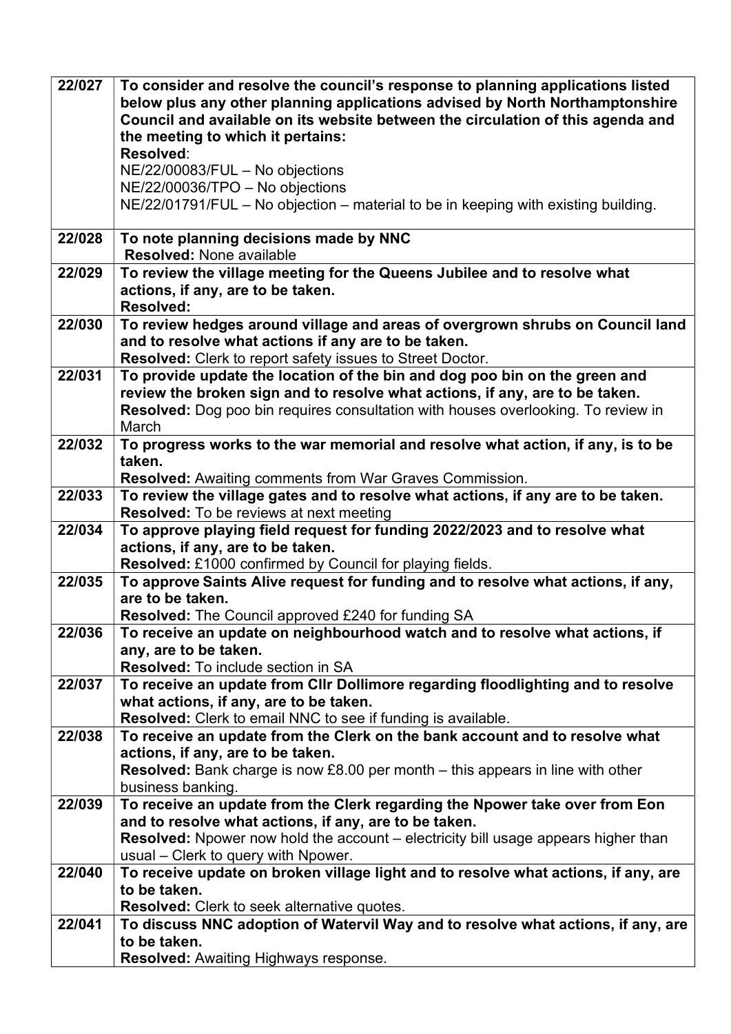| | |
|---|---|
| **22/027** | **To consider and resolve the council's response to planning applications listed below plus any other planning applications advised by North Northamptonshire Council and available on its website between the circulation of this agenda and the meeting to which it pertains:**<br>**Resolved**:<br>NE/22/00083/FUL – No objections<br>NE/22/00036/TPO – No objections<br>NE/22/01791/FUL – No objection – material to be in keeping with existing building. |
| **22/028** | **To note planning decisions made by NNC**<br>**Resolved:** None available |
| **22/029** | **To review the village meeting for the Queens Jubilee and to resolve what actions, if any, are to be taken.**<br>**Resolved:** |
| **22/030** | **To review hedges around village and areas of overgrown shrubs on Council land and to resolve what actions if any are to be taken.**<br>**Resolved:** Clerk to report safety issues to Street Doctor. |
| **22/031** | **To provide update the location of the bin and dog poo bin on the green and review the broken sign and to resolve what actions, if any, are to be taken.**<br>**Resolved:** Dog poo bin requires consultation with houses overlooking. To review in March |
| **22/032** | **To progress works to the war memorial and resolve what action, if any, is to be taken.**<br>**Resolved:** Awaiting comments from War Graves Commission. |
| **22/033** | **To review the village gates and to resolve what actions, if any are to be taken.**<br>**Resolved:** To be reviews at next meeting |
| **22/034** | **To approve playing field request for funding 2022/2023 and to resolve what actions, if any, are to be taken.**<br>**Resolved:** £1000 confirmed by Council for playing fields. |
| **22/035** | **To approve Saints Alive request for funding and to resolve what actions, if any, are to be taken.**<br>**Resolved:** The Council approved £240 for funding SA |
| **22/036** | **To receive an update on neighbourhood watch and to resolve what actions, if any, are to be taken.**<br>**Resolved:** To include section in SA |
| **22/037** | **To receive an update from Cllr Dollimore regarding floodlighting and to resolve what actions, if any, are to be taken.**<br>**Resolved:** Clerk to email NNC to see if funding is available. |
| **22/038** | **To receive an update from the Clerk on the bank account and to resolve what actions, if any, are to be taken.**<br>**Resolved:** Bank charge is now £8.00 per month – this appears in line with other business banking. |
| **22/039** | **To receive an update from the Clerk regarding the Npower take over from Eon and to resolve what actions, if any, are to be taken.**<br>**Resolved:** Npower now hold the account – electricity bill usage appears higher than usual – Clerk to query with Npower. |
| **22/040** | **To receive update on broken village light and to resolve what actions, if any, are to be taken.**<br>**Resolved:** Clerk to seek alternative quotes. |
| **22/041** | **To discuss NNC adoption of Watervil Way and to resolve what actions, if any, are to be taken.**<br>**Resolved:** Awaiting Highways response. |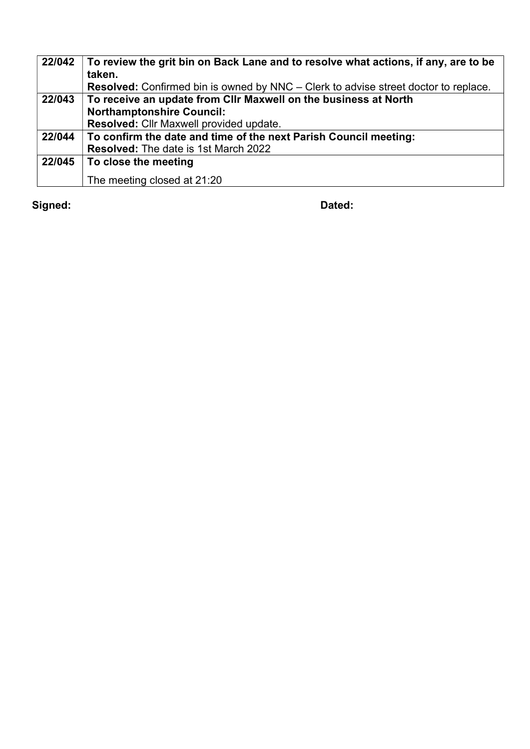| | |
|---|---|
| **22/042** | **To review the grit bin on Back Lane and to resolve what actions, if any, are to be taken.**<br>**Resolved:** Confirmed bin is owned by NNC – Clerk to advise street doctor to replace. |
| **22/043** | **To receive an update from Cllr Maxwell on the business at North Northamptonshire Council:**<br>**Resolved:** Cllr Maxwell provided update. |
| **22/044** | **To confirm the date and time of the next Parish Council meeting:**<br>**Resolved:** The date is 1st March 2022 |
| **22/045** | **To close the meeting**<br>The meeting closed at 21:20 |

**Signed:** **Dated:**